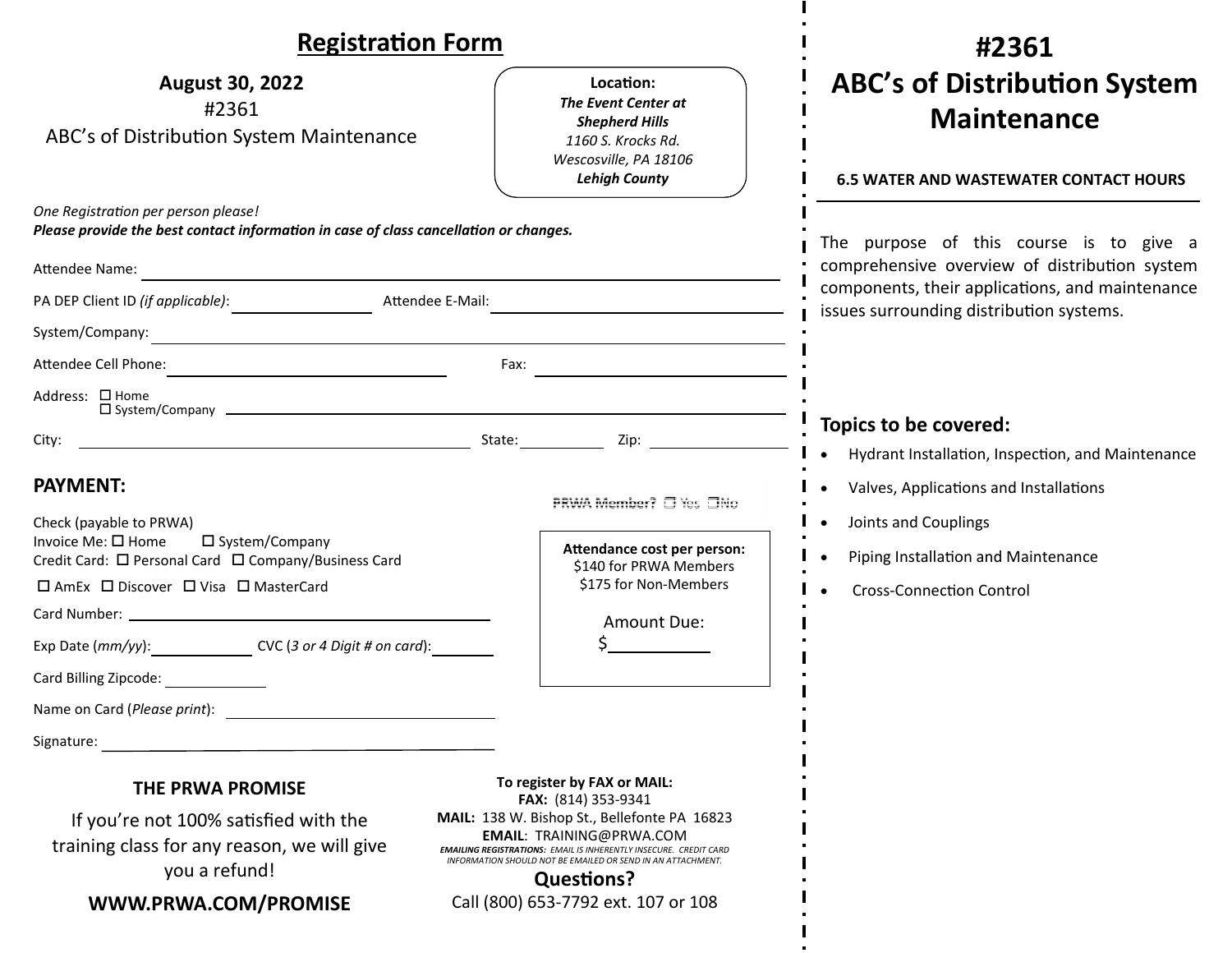## Registration Form

**August 30, 2022**
#2361
ABC's of Distribution System Maintenance

**Location:**
***The Event Center at Shepherd Hills***
*1160 S. Krocks Rd.*
*Wescosville, PA 18106*
***Lehigh County***

*One Registration per person please!*
***Please provide the best contact information in case of class cancellation or changes.***

Attendee Name: ______________________________

PA DEP Client ID *(if applicable)*: ______________ Attendee E-Mail: ______________________

System/Company: ______________________________

Attendee Cell Phone: ______________ Fax: ______________

Address: ☐ Home ☐ System/Company ______________________________

City: ______________ State: ________ Zip: ________

### PAYMENT:

PRWA Member? ☐ Yes ☐No

Check (payable to PRWA)
Invoice Me: ☐ Home ☐ System/Company
Credit Card: ☐ Personal Card ☐ Company/Business Card
☐ AmEx ☐ Discover ☐ Visa ☐ MasterCard

Card Number: ______________________________

Exp Date (*mm/yy*): ________ CVC (*3 or 4 Digit # on card*): ________

Card Billing Zipcode: ________

Name on Card (*Please print*): ______________________

Signature: ______________________

**Attendance cost per person:**
$140 for PRWA Members
$175 for Non-Members

Amount Due:
$__________

### THE PRWA PROMISE

If you're not 100% satisfied with the training class for any reason, we will give you a refund!

**WWW.PRWA.COM/PROMISE**

**To register by FAX or MAIL:**
**FAX:** (814) 353-9341
**MAIL:** 138 W. Bishop St., Bellefonte PA 16823
**EMAIL**: TRAINING@PRWA.COM
***EMAILING REGISTRATIONS:*** *EMAIL IS INHERENTLY INSECURE. CREDIT CARD INFORMATION SHOULD NOT BE EMAILED OR SEND IN AN ATTACHMENT.*

**Questions?**
Call (800) 653-7792 ext. 107 or 108

# #2361 ABC's of Distribution System Maintenance

**6.5 WATER AND WASTEWATER CONTACT HOURS**

The purpose of this course is to give a comprehensive overview of distribution system components, their applications, and maintenance issues surrounding distribution systems.

### Topics to be covered:

- Hydrant Installation, Inspection, and Maintenance
- Valves, Applications and Installations
- Joints and Couplings
- Piping Installation and Maintenance
- Cross-Connection Control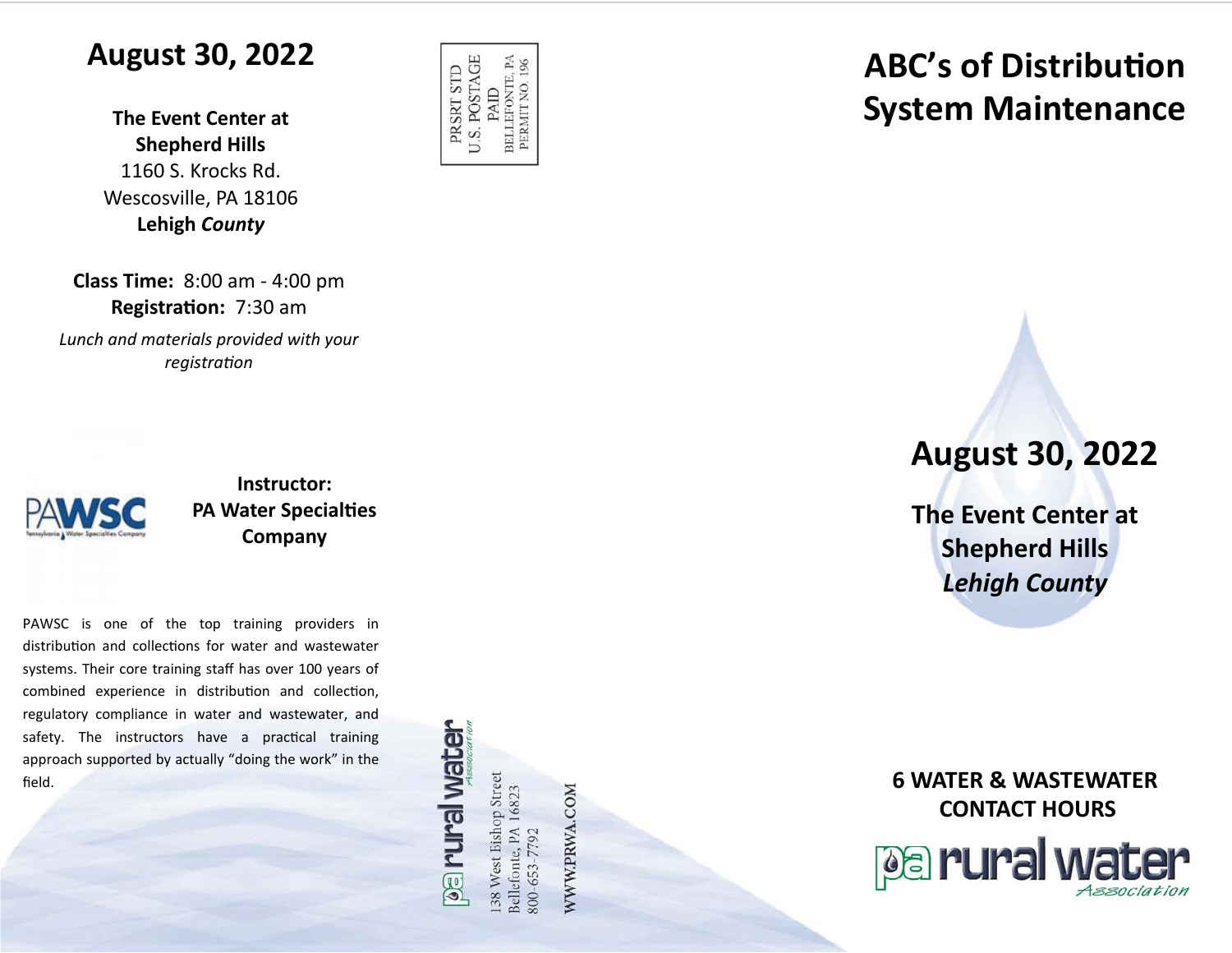## August 30, 2022

**The Event Center at Shepherd Hills**
1160 S. Krocks Rd.
Wescosville, PA 18106
**Lehigh *County***

**Class Time:** 8:00 am - 4:00 pm
**Registration:** 7:30 am

*Lunch and materials provided with your registration*

PAWSC

**Instructor:**
**PA Water Specialties Company**

PAWSC is one of the top training providers in distribution and collections for water and wastewater systems. Their core training staff has over 100 years of combined experience in distribution and collection, regulatory compliance in water and wastewater, and safety. The instructors have a practical training approach supported by actually "doing the work" in the field.

PRSRT STD
U.S. POSTAGE
PAID
BELLEFONTE, PA
PERMIT NO. 196

pa rural water Association
138 West Bishop Street
Bellefonte, PA 16823
800-653-7792

WWW.PRWA.COM

# ABC's of Distribution System Maintenance

## August 30, 2022

**The Event Center at Shepherd Hills**
***Lehigh County***

**6 WATER & WASTEWATER CONTACT HOURS**

pa rural water Association